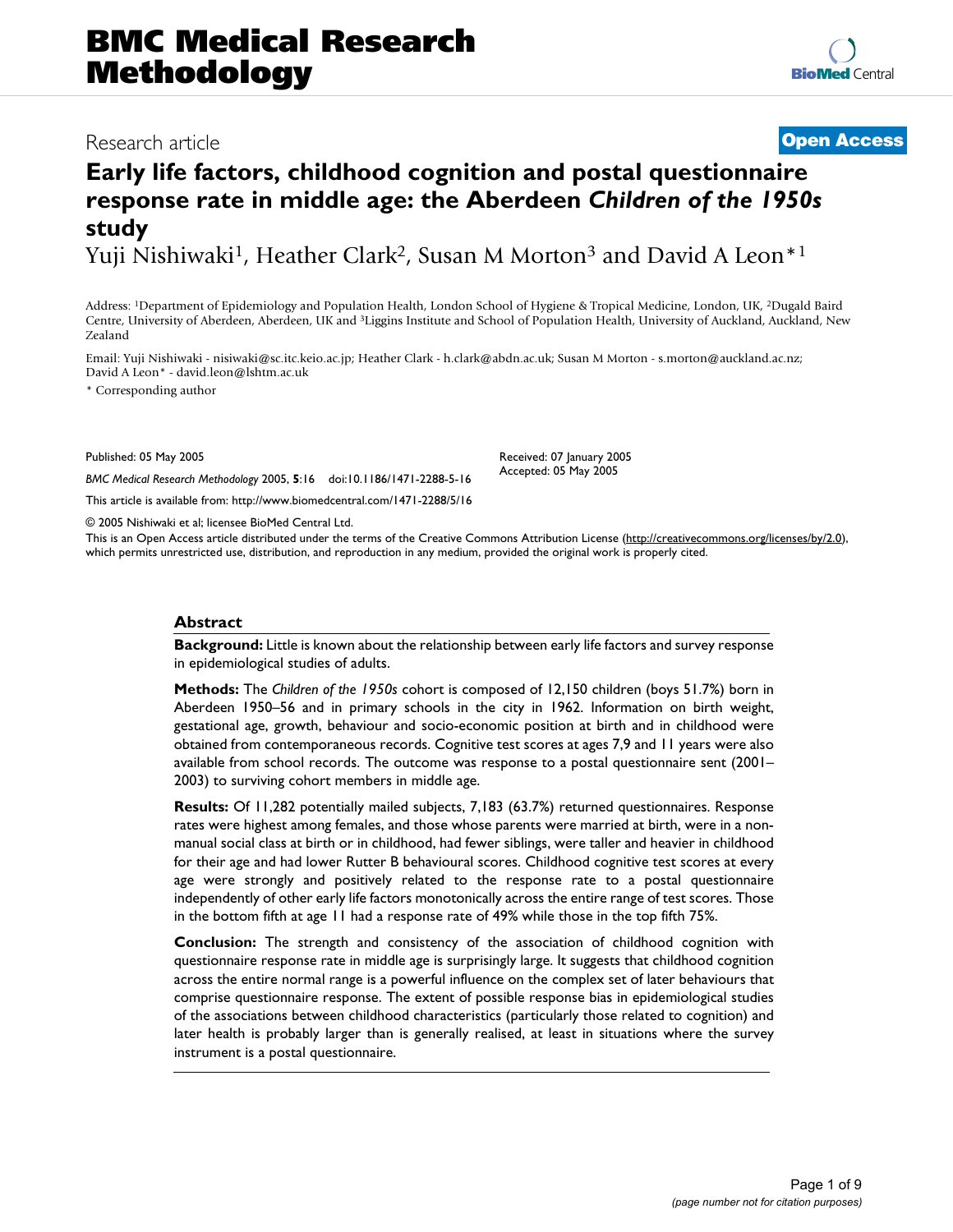# BMC Medical Research Methodology

Research article

**Open Access**

# Early life factors, childhood cognition and postal questionnaire response rate in middle age: the Aberdeen *Children of the 1950s* study

Yuji Nishiwaki[1], Heather Clark[2], Susan M Morton[3] and David A Leon*[1]

Address: [1]Department of Epidemiology and Population Health, London School of Hygiene & Tropical Medicine, London, UK, [2]Dugald Baird Centre, University of Aberdeen, Aberdeen, UK and [3]Liggins Institute and School of Population Health, University of Auckland, Auckland, New Zealand

Email: Yuji Nishiwaki - nisiwaki@sc.itc.keio.ac.jp; Heather Clark - h.clark@abdn.ac.uk; Susan M Morton - s.morton@auckland.ac.nz; David A Leon* - david.leon@lshtm.ac.uk

\* Corresponding author

Published: 05 May 2005

*BMC Medical Research Methodology* 2005, **5**:16 doi:10.1186/1471-2288-5-16

This article is available from: http://www.biomedcentral.com/1471-2288/5/16

Received: 07 January 2005
Accepted: 05 May 2005

© 2005 Nishiwaki et al; licensee BioMed Central Ltd.

This is an Open Access article distributed under the terms of the Creative Commons Attribution License (http://creativecommons.org/licenses/by/2.0), which permits unrestricted use, distribution, and reproduction in any medium, provided the original work is properly cited.

## Abstract

**Background:** Little is known about the relationship between early life factors and survey response in epidemiological studies of adults.

**Methods:** The *Children of the 1950s* cohort is composed of 12,150 children (boys 51.7%) born in Aberdeen 1950–56 and in primary schools in the city in 1962. Information on birth weight, gestational age, growth, behaviour and socio-economic position at birth and in childhood were obtained from contemporaneous records. Cognitive test scores at ages 7,9 and 11 years were also available from school records. The outcome was response to a postal questionnaire sent (2001–2003) to surviving cohort members in middle age.

**Results:** Of 11,282 potentially mailed subjects, 7,183 (63.7%) returned questionnaires. Response rates were highest among females, and those whose parents were married at birth, were in a non-manual social class at birth or in childhood, had fewer siblings, were taller and heavier in childhood for their age and had lower Rutter B behavioural scores. Childhood cognitive test scores at every age were strongly and positively related to the response rate to a postal questionnaire independently of other early life factors monotonically across the entire range of test scores. Those in the bottom fifth at age 11 had a response rate of 49% while those in the top fifth 75%.

**Conclusion:** The strength and consistency of the association of childhood cognition with questionnaire response rate in middle age is surprisingly large. It suggests that childhood cognition across the entire normal range is a powerful influence on the complex set of later behaviours that comprise questionnaire response. The extent of possible response bias in epidemiological studies of the associations between childhood characteristics (particularly those related to cognition) and later health is probably larger than is generally realised, at least in situations where the survey instrument is a postal questionnaire.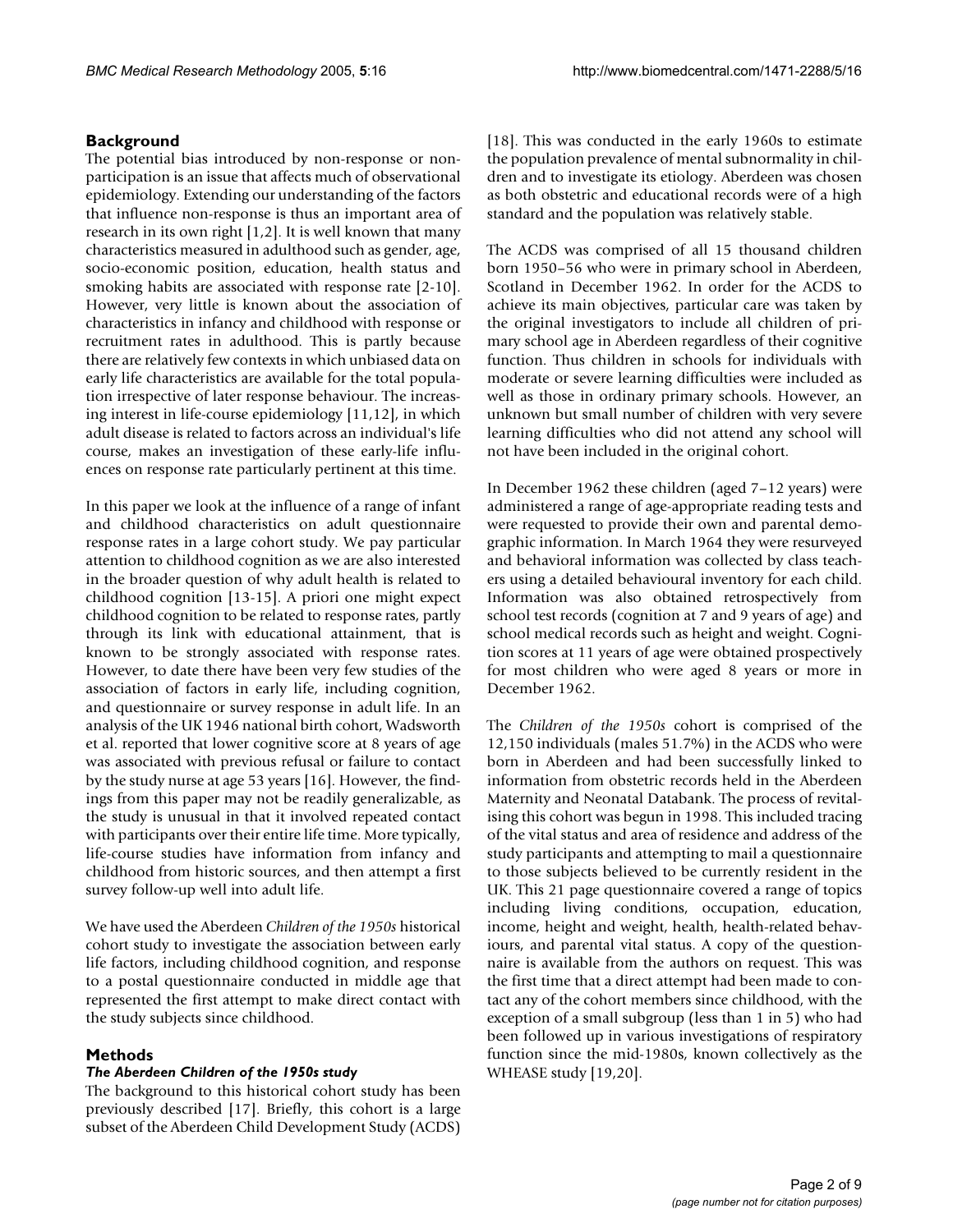## Background

The potential bias introduced by non-response or non-participation is an issue that affects much of observational epidemiology. Extending our understanding of the factors that influence non-response is thus an important area of research in its own right [1,2]. It is well known that many characteristics measured in adulthood such as gender, age, socio-economic position, education, health status and smoking habits are associated with response rate [2-10]. However, very little is known about the association of characteristics in infancy and childhood with response or recruitment rates in adulthood. This is partly because there are relatively few contexts in which unbiased data on early life characteristics are available for the total population irrespective of later response behaviour. The increasing interest in life-course epidemiology [11,12], in which adult disease is related to factors across an individual's life course, makes an investigation of these early-life influences on response rate particularly pertinent at this time.

In this paper we look at the influence of a range of infant and childhood characteristics on adult questionnaire response rates in a large cohort study. We pay particular attention to childhood cognition as we are also interested in the broader question of why adult health is related to childhood cognition [13-15]. A priori one might expect childhood cognition to be related to response rates, partly through its link with educational attainment, that is known to be strongly associated with response rates. However, to date there have been very few studies of the association of factors in early life, including cognition, and questionnaire or survey response in adult life. In an analysis of the UK 1946 national birth cohort, Wadsworth et al. reported that lower cognitive score at 8 years of age was associated with previous refusal or failure to contact by the study nurse at age 53 years [16]. However, the findings from this paper may not be readily generalizable, as the study is unusual in that it involved repeated contact with participants over their entire life time. More typically, life-course studies have information from infancy and childhood from historic sources, and then attempt a first survey follow-up well into adult life.

We have used the Aberdeen *Children of the 1950s* historical cohort study to investigate the association between early life factors, including childhood cognition, and response to a postal questionnaire conducted in middle age that represented the first attempt to make direct contact with the study subjects since childhood.

## Methods

### *The Aberdeen Children of the 1950s study*

The background to this historical cohort study has been previously described [17]. Briefly, this cohort is a large subset of the Aberdeen Child Development Study (ACDS) [18]. This was conducted in the early 1960s to estimate the population prevalence of mental subnormality in children and to investigate its etiology. Aberdeen was chosen as both obstetric and educational records were of a high standard and the population was relatively stable.

The ACDS was comprised of all 15 thousand children born 1950–56 who were in primary school in Aberdeen, Scotland in December 1962. In order for the ACDS to achieve its main objectives, particular care was taken by the original investigators to include all children of primary school age in Aberdeen regardless of their cognitive function. Thus children in schools for individuals with moderate or severe learning difficulties were included as well as those in ordinary primary schools. However, an unknown but small number of children with very severe learning difficulties who did not attend any school will not have been included in the original cohort.

In December 1962 these children (aged 7–12 years) were administered a range of age-appropriate reading tests and were requested to provide their own and parental demographic information. In March 1964 they were resurveyed and behavioral information was collected by class teachers using a detailed behavioural inventory for each child. Information was also obtained retrospectively from school test records (cognition at 7 and 9 years of age) and school medical records such as height and weight. Cognition scores at 11 years of age were obtained prospectively for most children who were aged 8 years or more in December 1962.

The *Children of the 1950s* cohort is comprised of the 12,150 individuals (males 51.7%) in the ACDS who were born in Aberdeen and had been successfully linked to information from obstetric records held in the Aberdeen Maternity and Neonatal Databank. The process of revitalising this cohort was begun in 1998. This included tracing of the vital status and area of residence and address of the study participants and attempting to mail a questionnaire to those subjects believed to be currently resident in the UK. This 21 page questionnaire covered a range of topics including living conditions, occupation, education, income, height and weight, health, health-related behaviours, and parental vital status. A copy of the questionnaire is available from the authors on request. This was the first time that a direct attempt had been made to contact any of the cohort members since childhood, with the exception of a small subgroup (less than 1 in 5) who had been followed up in various investigations of respiratory function since the mid-1980s, known collectively as the WHEASE study [19,20].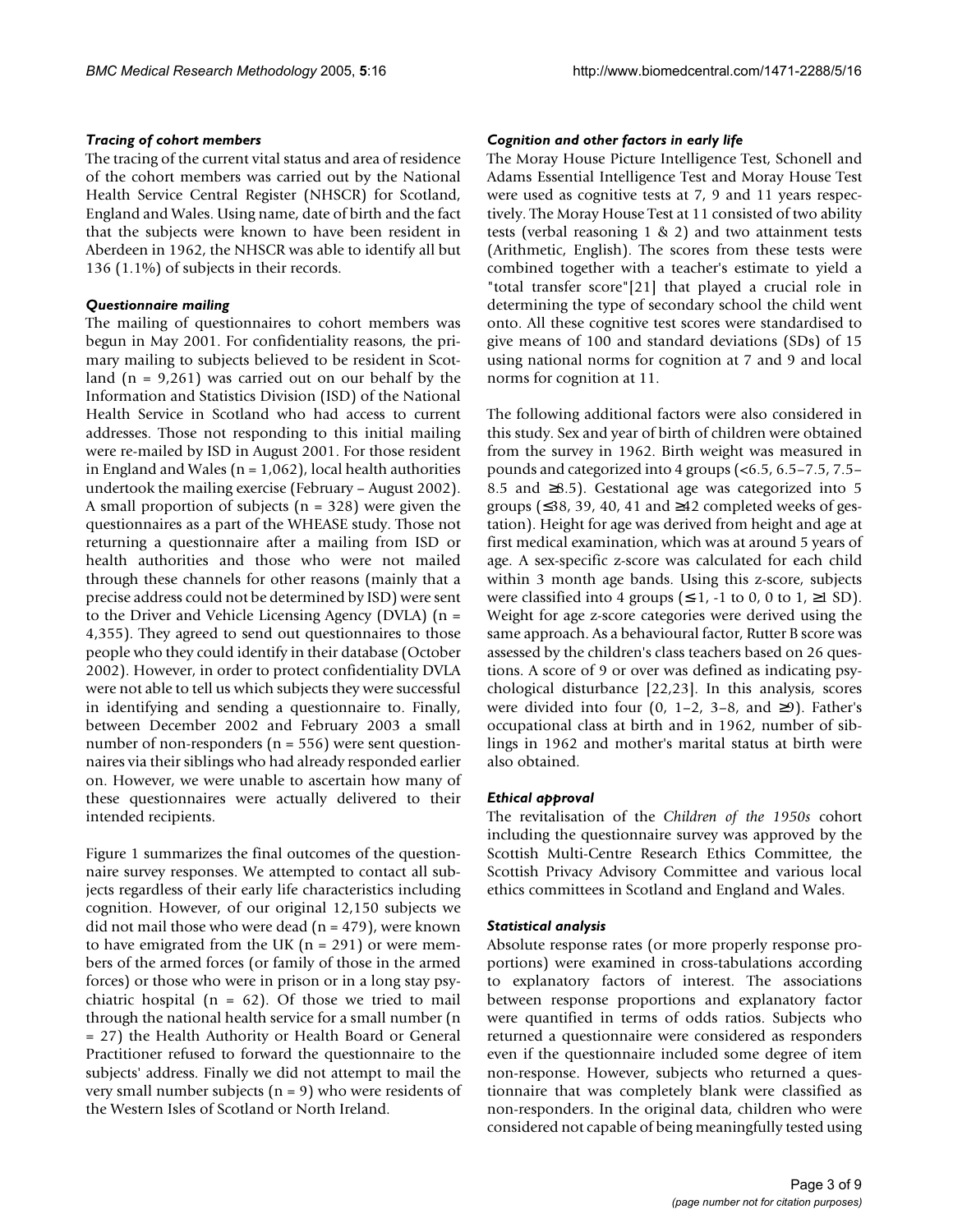### *Tracing of cohort members*

The tracing of the current vital status and area of residence of the cohort members was carried out by the National Health Service Central Register (NHSCR) for Scotland, England and Wales. Using name, date of birth and the fact that the subjects were known to have been resident in Aberdeen in 1962, the NHSCR was able to identify all but 136 (1.1%) of subjects in their records.

### *Questionnaire mailing*

The mailing of questionnaires to cohort members was begun in May 2001. For confidentiality reasons, the primary mailing to subjects believed to be resident in Scotland (n = 9,261) was carried out on our behalf by the Information and Statistics Division (ISD) of the National Health Service in Scotland who had access to current addresses. Those not responding to this initial mailing were re-mailed by ISD in August 2001. For those resident in England and Wales (n = 1,062), local health authorities undertook the mailing exercise (February – August 2002). A small proportion of subjects (n = 328) were given the questionnaires as a part of the WHEASE study. Those not returning a questionnaire after a mailing from ISD or health authorities and those who were not mailed through these channels for other reasons (mainly that a precise address could not be determined by ISD) were sent to the Driver and Vehicle Licensing Agency (DVLA) (n = 4,355). They agreed to send out questionnaires to those people who they could identify in their database (October 2002). However, in order to protect confidentiality DVLA were not able to tell us which subjects they were successful in identifying and sending a questionnaire to. Finally, between December 2002 and February 2003 a small number of non-responders (n = 556) were sent questionnaires via their siblings who had already responded earlier on. However, we were unable to ascertain how many of these questionnaires were actually delivered to their intended recipients.

Figure 1 summarizes the final outcomes of the questionnaire survey responses. We attempted to contact all subjects regardless of their early life characteristics including cognition. However, of our original 12,150 subjects we did not mail those who were dead (n = 479), were known to have emigrated from the UK (n = 291) or were members of the armed forces (or family of those in the armed forces) or those who were in prison or in a long stay psychiatric hospital (n = 62). Of those we tried to mail through the national health service for a small number (n = 27) the Health Authority or Health Board or General Practitioner refused to forward the questionnaire to the subjects' address. Finally we did not attempt to mail the very small number subjects (n = 9) who were residents of the Western Isles of Scotland or North Ireland.

### *Cognition and other factors in early life*

The Moray House Picture Intelligence Test, Schonell and Adams Essential Intelligence Test and Moray House Test were used as cognitive tests at 7, 9 and 11 years respectively. The Moray House Test at 11 consisted of two ability tests (verbal reasoning 1 & 2) and two attainment tests (Arithmetic, English). The scores from these tests were combined together with a teacher's estimate to yield a "total transfer score"[21] that played a crucial role in determining the type of secondary school the child went onto. All these cognitive test scores were standardised to give means of 100 and standard deviations (SDs) of 15 using national norms for cognition at 7 and 9 and local norms for cognition at 11.

The following additional factors were also considered in this study. Sex and year of birth of children were obtained from the survey in 1962. Birth weight was measured in pounds and categorized into 4 groups (<6.5, 6.5–7.5, 7.5–8.5 and ≥8.5). Gestational age was categorized into 5 groups (≤38, 39, 40, 41 and ≥42 completed weeks of gestation). Height for age was derived from height and age at first medical examination, which was at around 5 years of age. A sex-specific z-score was calculated for each child within 3 month age bands. Using this z-score, subjects were classified into 4 groups (≤1, -1 to 0, 0 to 1, ≥1 SD). Weight for age z-score categories were derived using the same approach. As a behavioural factor, Rutter B score was assessed by the children's class teachers based on 26 questions. A score of 9 or over was defined as indicating psychological disturbance [22,23]. In this analysis, scores were divided into four (0, 1–2, 3–8, and ≥9). Father's occupational class at birth and in 1962, number of siblings in 1962 and mother's marital status at birth were also obtained.

### *Ethical approval*

The revitalisation of the *Children of the 1950s* cohort including the questionnaire survey was approved by the Scottish Multi-Centre Research Ethics Committee, the Scottish Privacy Advisory Committee and various local ethics committees in Scotland and England and Wales.

### *Statistical analysis*

Absolute response rates (or more properly response proportions) were examined in cross-tabulations according to explanatory factors of interest. The associations between response proportions and explanatory factor were quantified in terms of odds ratios. Subjects who returned a questionnaire were considered as responders even if the questionnaire included some degree of item non-response. However, subjects who returned a questionnaire that was completely blank were classified as non-responders. In the original data, children who were considered not capable of being meaningfully tested using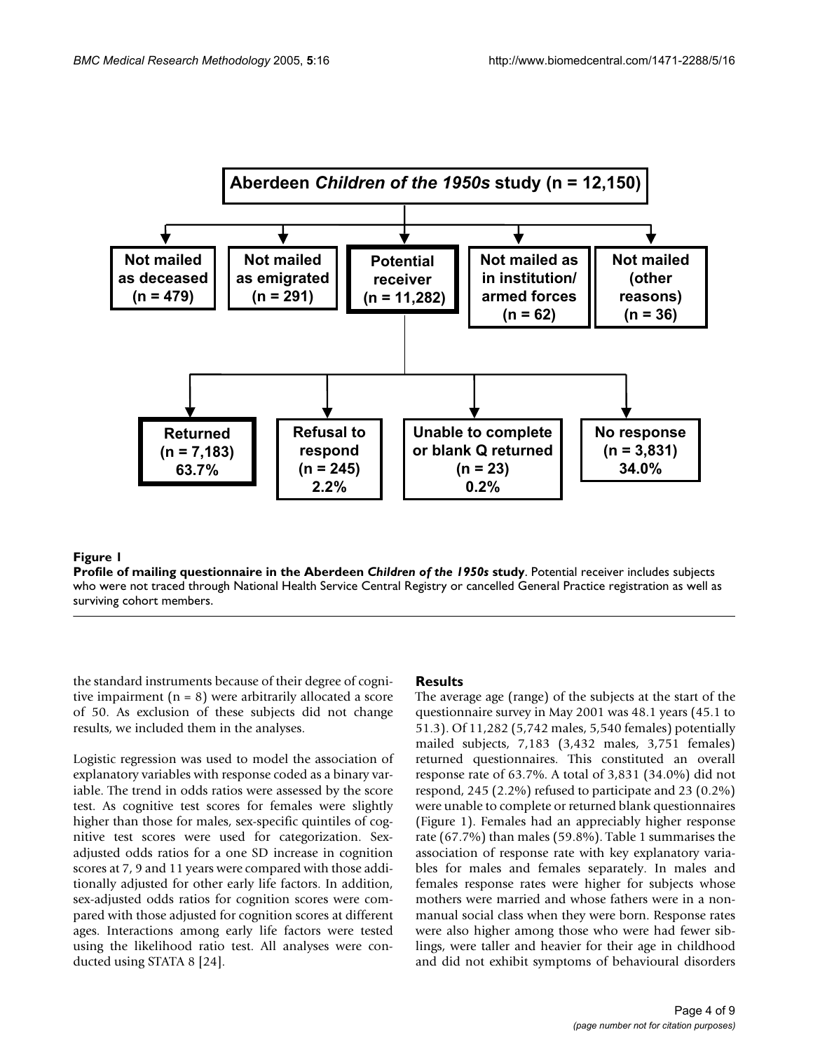Aberdeen *Children of the 1950s* study (n = 12,150)

Not mailed as deceased (n = 479)

Not mailed as emigrated (n = 291)

Potential receiver (n = 11,282)

Not mailed as in institution/ armed forces (n = 62)

Not mailed (other reasons) (n = 36)

Returned (n = 7,183) 63.7%

Refusal to respond (n = 245) 2.2%

Unable to complete or blank Q returned (n = 23) 0.2%

No response (n = 3,831) 34.0%

**Figure 1**

**Profile of mailing questionnaire in the Aberdeen *Children of the 1950s* study**. Potential receiver includes subjects who were not traced through National Health Service Central Registry or cancelled General Practice registration as well as surviving cohort members.

the standard instruments because of their degree of cognitive impairment (n = 8) were arbitrarily allocated a score of 50. As exclusion of these subjects did not change results, we included them in the analyses.

Logistic regression was used to model the association of explanatory variables with response coded as a binary variable. The trend in odds ratios were assessed by the score test. As cognitive test scores for females were slightly higher than those for males, sex-specific quintiles of cognitive test scores were used for categorization. Sex-adjusted odds ratios for a one SD increase in cognition scores at 7, 9 and 11 years were compared with those additionally adjusted for other early life factors. In addition, sex-adjusted odds ratios for cognition scores were compared with those adjusted for cognition scores at different ages. Interactions among early life factors were tested using the likelihood ratio test. All analyses were conducted using STATA 8 [24].

## Results

The average age (range) of the subjects at the start of the questionnaire survey in May 2001 was 48.1 years (45.1 to 51.3). Of 11,282 (5,742 males, 5,540 females) potentially mailed subjects, 7,183 (3,432 males, 3,751 females) returned questionnaires. This constituted an overall response rate of 63.7%. A total of 3,831 (34.0%) did not respond, 245 (2.2%) refused to participate and 23 (0.2%) were unable to complete or returned blank questionnaires (Figure 1). Females had an appreciably higher response rate (67.7%) than males (59.8%). Table 1 summarises the association of response rate with key explanatory variables for males and females separately. In males and females response rates were higher for subjects whose mothers were married and whose fathers were in a non-manual social class when they were born. Response rates were also higher among those who were had fewer siblings, were taller and heavier for their age in childhood and did not exhibit symptoms of behavioural disorders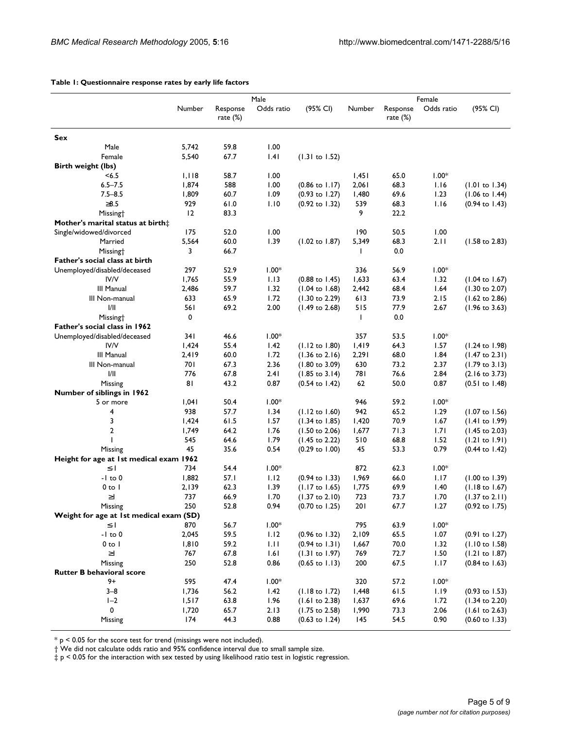**Table 1: Questionnaire response rates by early life factors**

| | Male | | | | Female | | | |
|---|---|---|---|---|---|---|---|---|
| | Number | Response rate (%) | Odds ratio | (95% CI) | Number | Response rate (%) | Odds ratio | (95% CI) |
| **Sex** | | | | | | | | |
| Male | 5,742 | 59.8 | 1.00 | | | | | |
| Female | 5,540 | 67.7 | 1.41 | (1.31 to 1.52) | | | | |
| **Birth weight (lbs)** | | | | | | | | |
| <6.5 | 1,118 | 58.7 | 1.00 | | 1,451 | 65.0 | 1.00* | |
| 6.5–7.5 | 1,874 | 588 | 1.00 | (0.86 to 1.17) | 2,061 | 68.3 | 1.16 | (1.01 to 1.34) |
| 7.5–8.5 | 1,809 | 60.7 | 1.09 | (0.93 to 1.27) | 1,480 | 69.6 | 1.23 | (1.06 to 1.44) |
| ≥8.5 | 929 | 61.0 | 1.10 | (0.92 to 1.32) | 539 | 68.3 | 1.16 | (0.94 to 1.43) |
| Missing† | 12 | 83.3 | | | 9 | 22.2 | | |
| **Mother's marital status at birth‡** | | | | | | | | |
| Single/widowed/divorced | 175 | 52.0 | 1.00 | | 190 | 50.5 | 1.00 | |
| Married | 5,564 | 60.0 | 1.39 | (1.02 to 1.87) | 5,349 | 68.3 | 2.11 | (1.58 to 2.83) |
| Missing† | 3 | 66.7 | | | 1 | 0.0 | | |
| **Father's social class at birth** | | | | | | | | |
| Unemployed/disabled/deceased | 297 | 52.9 | 1.00* | | 336 | 56.9 | 1.00* | |
| IV/V | 1,765 | 55.9 | 1.13 | (0.88 to 1.45) | 1,633 | 63.4 | 1.32 | (1.04 to 1.67) |
| III Manual | 2,486 | 59.7 | 1.32 | (1.04 to 1.68) | 2,442 | 68.4 | 1.64 | (1.30 to 2.07) |
| III Non-manual | 633 | 65.9 | 1.72 | (1.30 to 2.29) | 613 | 73.9 | 2.15 | (1.62 to 2.86) |
| I/II | 561 | 69.2 | 2.00 | (1.49 to 2.68) | 515 | 77.9 | 2.67 | (1.96 to 3.63) |
| Missing† | 0 | | | | 1 | 0.0 | | |
| **Father's social class in 1962** | | | | | | | | |
| Unemployed/disabled/deceased | 341 | 46.6 | 1.00* | | 357 | 53.5 | 1.00* | |
| IV/V | 1,424 | 55.4 | 1.42 | (1.12 to 1.80) | 1,419 | 64.3 | 1.57 | (1.24 to 1.98) |
| III Manual | 2,419 | 60.0 | 1.72 | (1.36 to 2.16) | 2,291 | 68.0 | 1.84 | (1.47 to 2.31) |
| III Non-manual | 701 | 67.3 | 2.36 | (1.80 to 3.09) | 630 | 73.2 | 2.37 | (1.79 to 3.13) |
| I/II | 776 | 67.8 | 2.41 | (1.85 to 3.14) | 781 | 76.6 | 2.84 | (2.16 to 3.73) |
| Missing | 81 | 43.2 | 0.87 | (0.54 to 1.42) | 62 | 50.0 | 0.87 | (0.51 to 1.48) |
| **Number of siblings in 1962** | | | | | | | | |
| 5 or more | 1,041 | 50.4 | 1.00* | | 946 | 59.2 | 1.00* | |
| 4 | 938 | 57.7 | 1.34 | (1.12 to 1.60) | 942 | 65.2 | 1.29 | (1.07 to 1.56) |
| 3 | 1,424 | 61.5 | 1.57 | (1.34 to 1.85) | 1,420 | 70.9 | 1.67 | (1.41 to 1.99) |
| 2 | 1,749 | 64.2 | 1.76 | (1.50 to 2.06) | 1,677 | 71.3 | 1.71 | (1.45 to 2.03) |
| 1 | 545 | 64.6 | 1.79 | (1.45 to 2.22) | 510 | 68.8 | 1.52 | (1.21 to 1.91) |
| Missing | 45 | 35.6 | 0.54 | (0.29 to 1.00) | 45 | 53.3 | 0.79 | (0.44 to 1.42) |
| **Height for age at 1st medical exam 1962** | | | | | | | | |
| ≤1 | 734 | 54.4 | 1.00* | | 872 | 62.3 | 1.00* | |
| -1 to 0 | 1,882 | 57.1 | 1.12 | (0.94 to 1.33) | 1,969 | 66.0 | 1.17 | (1.00 to 1.39) |
| 0 to 1 | 2,139 | 62.3 | 1.39 | (1.17 to 1.65) | 1,775 | 69.9 | 1.40 | (1.18 to 1.67) |
| ≥1 | 737 | 66.9 | 1.70 | (1.37 to 2.10) | 723 | 73.7 | 1.70 | (1.37 to 2.11) |
| Missing | 250 | 52.8 | 0.94 | (0.70 to 1.25) | 201 | 67.7 | 1.27 | (0.92 to 1.75) |
| **Weight for age at 1st medical exam (SD)** | | | | | | | | |
| ≤1 | 870 | 56.7 | 1.00* | | 795 | 63.9 | 1.00* | |
| -1 to 0 | 2,045 | 59.5 | 1.12 | (0.96 to 1.32) | 2,109 | 65.5 | 1.07 | (0.91 to 1.27) |
| 0 to 1 | 1,810 | 59.2 | 1.11 | (0.94 to 1.31) | 1,667 | 70.0 | 1.32 | (1.10 to 1.58) |
| ≥1 | 767 | 67.8 | 1.61 | (1.31 to 1.97) | 769 | 72.7 | 1.50 | (1.21 to 1.87) |
| Missing | 250 | 52.8 | 0.86 | (0.65 to 1.13) | 200 | 67.5 | 1.17 | (0.84 to 1.63) |
| **Rutter B behavioral score** | | | | | | | | |
| 9+ | 595 | 47.4 | 1.00* | | 320 | 57.2 | 1.00* | |
| 3–8 | 1,736 | 56.2 | 1.42 | (1.18 to 1.72) | 1,448 | 61.5 | 1.19 | (0.93 to 1.53) |
| 1–2 | 1,517 | 63.8 | 1.96 | (1.61 to 2.38) | 1,637 | 69.6 | 1.72 | (1.34 to 2.20) |
| 0 | 1,720 | 65.7 | 2.13 | (1.75 to 2.58) | 1,990 | 73.3 | 2.06 | (1.61 to 2.63) |
| Missing | 174 | 44.3 | 0.88 | (0.63 to 1.24) | 145 | 54.5 | 0.90 | (0.60 to 1.33) |

* $p < 0.05$ for the score test for trend (missings were not included).

† We did not calculate odds ratio and 95% confidence interval due to small sample size.

‡ $p < 0.05$ for the interaction with sex tested by using likelihood ratio test in logistic regression.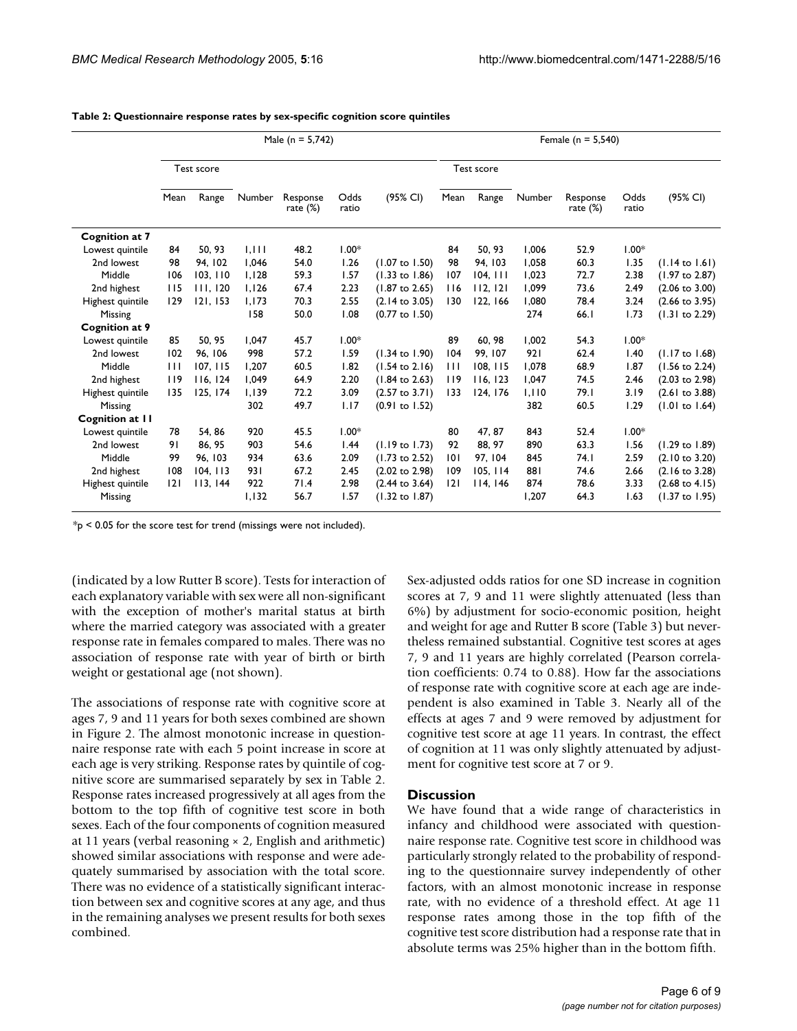**Table 2: Questionnaire response rates by sex-specific cognition score quintiles**

| | Male (n = 5,742) | | | | | | Female (n = 5,540) | | | | | |
|---|---|---|---|---|---|---|---|---|---|---|---|---|
| | Test score | | | | | | Test score | | | | | |
| | Mean | Range | Number | Response rate (%) | Odds ratio | (95% CI) | Mean | Range | Number | Response rate (%) | Odds ratio | (95% CI) |
| **Cognition at 7** | | | | | | | | | | | | |
| Lowest quintile | 84 | 50, 93 | 1,111 | 48.2 | 1.00* | | 84 | 50, 93 | 1,006 | 52.9 | 1.00* | |
| 2nd lowest | 98 | 94, 102 | 1,046 | 54.0 | 1.26 | (1.07 to 1.50) | 98 | 94, 103 | 1,058 | 60.3 | 1.35 | (1.14 to 1.61) |
| Middle | 106 | 103, 110 | 1,128 | 59.3 | 1.57 | (1.33 to 1.86) | 107 | 104, 111 | 1,023 | 72.7 | 2.38 | (1.97 to 2.87) |
| 2nd highest | 115 | 111, 120 | 1,126 | 67.4 | 2.23 | (1.87 to 2.65) | 116 | 112, 121 | 1,099 | 73.6 | 2.49 | (2.06 to 3.00) |
| Highest quintile | 129 | 121, 153 | 1,173 | 70.3 | 2.55 | (2.14 to 3.05) | 130 | 122, 166 | 1,080 | 78.4 | 3.24 | (2.66 to 3.95) |
| Missing | | | 158 | 50.0 | 1.08 | (0.77 to 1.50) | | | 274 | 66.1 | 1.73 | (1.31 to 2.29) |
| **Cognition at 9** | | | | | | | | | | | | |
| Lowest quintile | 85 | 50, 95 | 1,047 | 45.7 | 1.00* | | 89 | 60, 98 | 1,002 | 54.3 | 1.00* | |
| 2nd lowest | 102 | 96, 106 | 998 | 57.2 | 1.59 | (1.34 to 1.90) | 104 | 99, 107 | 921 | 62.4 | 1.40 | (1.17 to 1.68) |
| Middle | 111 | 107, 115 | 1,207 | 60.5 | 1.82 | (1.54 to 2.16) | 111 | 108, 115 | 1,078 | 68.9 | 1.87 | (1.56 to 2.24) |
| 2nd highest | 119 | 116, 124 | 1,049 | 64.9 | 2.20 | (1.84 to 2.63) | 119 | 116, 123 | 1,047 | 74.5 | 2.46 | (2.03 to 2.98) |
| Highest quintile | 135 | 125, 174 | 1,139 | 72.2 | 3.09 | (2.57 to 3.71) | 133 | 124, 176 | 1,110 | 79.1 | 3.19 | (2.61 to 3.88) |
| Missing | | | 302 | 49.7 | 1.17 | (0.91 to 1.52) | | | 382 | 60.5 | 1.29 | (1.01 to 1.64) |
| **Cognition at 11** | | | | | | | | | | | | |
| Lowest quintile | 78 | 54, 86 | 920 | 45.5 | 1.00* | | 80 | 47, 87 | 843 | 52.4 | 1.00* | |
| 2nd lowest | 91 | 86, 95 | 903 | 54.6 | 1.44 | (1.19 to 1.73) | 92 | 88, 97 | 890 | 63.3 | 1.56 | (1.29 to 1.89) |
| Middle | 99 | 96, 103 | 934 | 63.6 | 2.09 | (1.73 to 2.52) | 101 | 97, 104 | 845 | 74.1 | 2.59 | (2.10 to 3.20) |
| 2nd highest | 108 | 104, 113 | 931 | 67.2 | 2.45 | (2.02 to 2.98) | 109 | 105, 114 | 881 | 74.6 | 2.66 | (2.16 to 3.28) |
| Highest quintile | 121 | 113, 144 | 922 | 71.4 | 2.98 | (2.44 to 3.64) | 121 | 114, 146 | 874 | 78.6 | 3.33 | (2.68 to 4.15) |
| Missing | | | 1,132 | 56.7 | 1.57 | (1.32 to 1.87) | | | 1,207 | 64.3 | 1.63 | (1.37 to 1.95) |

*$p < 0.05$ for the score test for trend (missings were not included).

(indicated by a low Rutter B score). Tests for interaction of each explanatory variable with sex were all non-significant with the exception of mother's marital status at birth where the married category was associated with a greater response rate in females compared to males. There was no association of response rate with year of birth or birth weight or gestational age (not shown).

The associations of response rate with cognitive score at ages 7, 9 and 11 years for both sexes combined are shown in Figure 2. The almost monotonic increase in questionnaire response rate with each 5 point increase in score at each age is very striking. Response rates by quintile of cognitive score are summarised separately by sex in Table 2. Response rates increased progressively at all ages from the bottom to the top fifth of cognitive test score in both sexes. Each of the four components of cognition measured at 11 years (verbal reasoning × 2, English and arithmetic) showed similar associations with response and were adequately summarised by association with the total score. There was no evidence of a statistically significant interaction between sex and cognitive scores at any age, and thus in the remaining analyses we present results for both sexes combined.

Sex-adjusted odds ratios for one SD increase in cognition scores at 7, 9 and 11 were slightly attenuated (less than 6%) by adjustment for socio-economic position, height and weight for age and Rutter B score (Table 3) but nevertheless remained substantial. Cognitive test scores at ages 7, 9 and 11 years are highly correlated (Pearson correlation coefficients: 0.74 to 0.88). How far the associations of response rate with cognitive score at each age are independent is also examined in Table 3. Nearly all of the effects at ages 7 and 9 were removed by adjustment for cognitive test score at age 11 years. In contrast, the effect of cognition at 11 was only slightly attenuated by adjustment for cognitive test score at 7 or 9.

## Discussion

We have found that a wide range of characteristics in infancy and childhood were associated with questionnaire response rate. Cognitive test score in childhood was particularly strongly related to the probability of responding to the questionnaire survey independently of other factors, with an almost monotonic increase in response rate, with no evidence of a threshold effect. At age 11 response rates among those in the top fifth of the cognitive test score distribution had a response rate that in absolute terms was 25% higher than in the bottom fifth.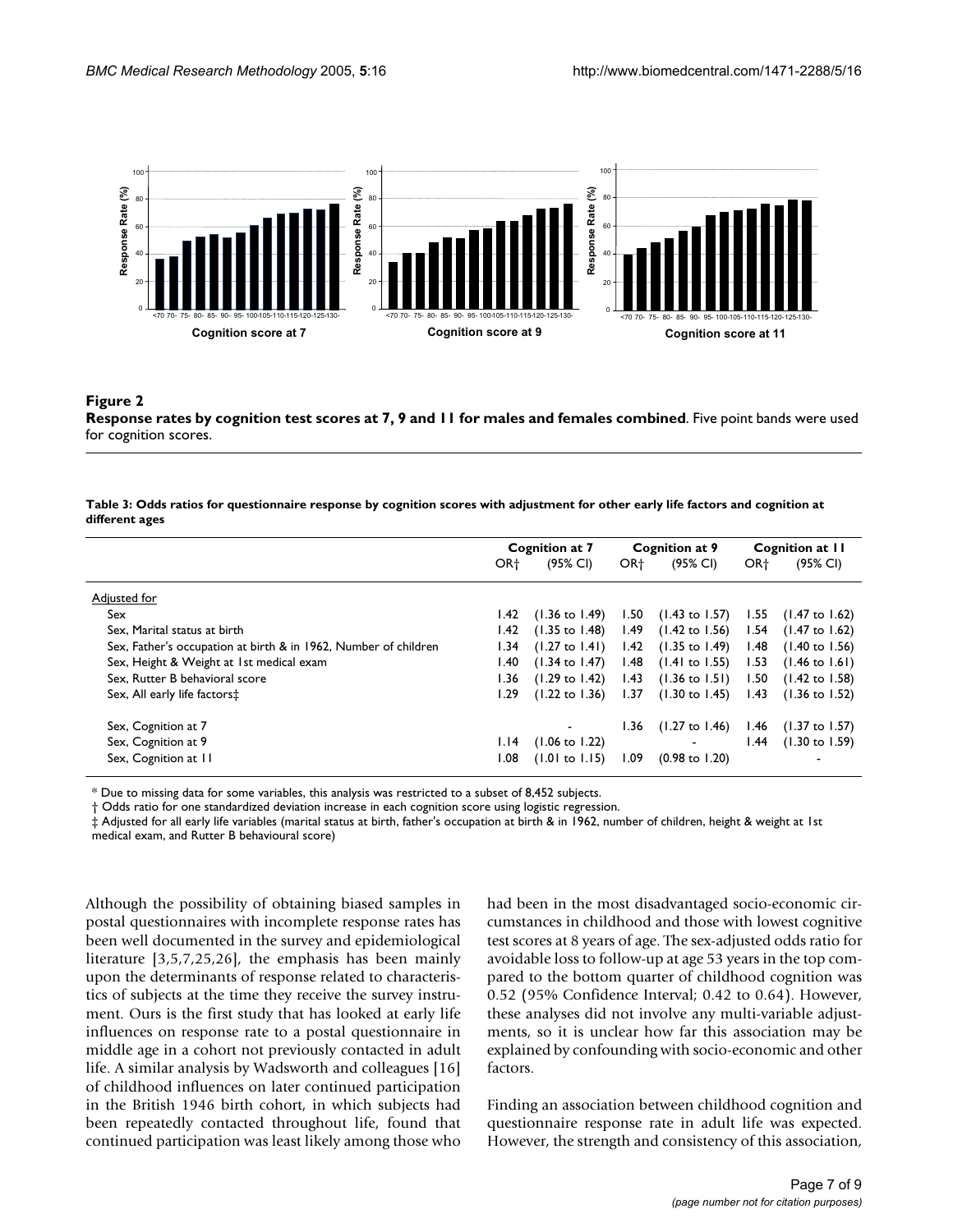**Figure 2**

**Response rates by cognition test scores at 7, 9 and 11 for males and females combined**. Five point bands were used for cognition scores.

**Table 3: Odds ratios for questionnaire response by cognition scores with adjustment for other early life factors and cognition at different ages**

| | Cognition at 7 | | Cognition at 9 | | Cognition at 11 | |
|---|---|---|---|---|---|---|
| | OR† | (95% CI) | OR† | (95% CI) | OR† | (95% CI) |
| Adjusted for | | | | | | |
| Sex | 1.42 | (1.36 to 1.49) | 1.50 | (1.43 to 1.57) | 1.55 | (1.47 to 1.62) |
| Sex, Marital status at birth | 1.42 | (1.35 to 1.48) | 1.49 | (1.42 to 1.56) | 1.54 | (1.47 to 1.62) |
| Sex, Father's occupation at birth & in 1962, Number of children | 1.34 | (1.27 to 1.41) | 1.42 | (1.35 to 1.49) | 1.48 | (1.40 to 1.56) |
| Sex, Height & Weight at 1st medical exam | 1.40 | (1.34 to 1.47) | 1.48 | (1.41 to 1.55) | 1.53 | (1.46 to 1.61) |
| Sex, Rutter B behavioral score | 1.36 | (1.29 to 1.42) | 1.43 | (1.36 to 1.51) | 1.50 | (1.42 to 1.58) |
| Sex, All early life factors‡ | 1.29 | (1.22 to 1.36) | 1.37 | (1.30 to 1.45) | 1.43 | (1.36 to 1.52) |
| Sex, Cognition at 7 | | - | 1.36 | (1.27 to 1.46) | 1.46 | (1.37 to 1.57) |
| Sex, Cognition at 9 | 1.14 | (1.06 to 1.22) | | - | 1.44 | (1.30 to 1.59) |
| Sex, Cognition at 11 | 1.08 | (1.01 to 1.15) | 1.09 | (0.98 to 1.20) | | - |

* Due to missing data for some variables, this analysis was restricted to a subset of 8,452 subjects.
† Odds ratio for one standardized deviation increase in each cognition score using logistic regression.
‡ Adjusted for all early life variables (marital status at birth, father's occupation at birth & in 1962, number of children, height & weight at 1st medical exam, and Rutter B behavioural score)

Although the possibility of obtaining biased samples in postal questionnaires with incomplete response rates has been well documented in the survey and epidemiological literature [3,5,7,25,26], the emphasis has been mainly upon the determinants of response related to characteristics of subjects at the time they receive the survey instrument. Ours is the first study that has looked at early life influences on response rate to a postal questionnaire in middle age in a cohort not previously contacted in adult life. A similar analysis by Wadsworth and colleagues [16] of childhood influences on later continued participation in the British 1946 birth cohort, in which subjects had been repeatedly contacted throughout life, found that continued participation was least likely among those who had been in the most disadvantaged socio-economic circumstances in childhood and those with lowest cognitive test scores at 8 years of age. The sex-adjusted odds ratio for avoidable loss to follow-up at age 53 years in the top compared to the bottom quarter of childhood cognition was 0.52 (95% Confidence Interval; 0.42 to 0.64). However, these analyses did not involve any multi-variable adjustments, so it is unclear how far this association may be explained by confounding with socio-economic and other factors.

Finding an association between childhood cognition and questionnaire response rate in adult life was expected. However, the strength and consistency of this association,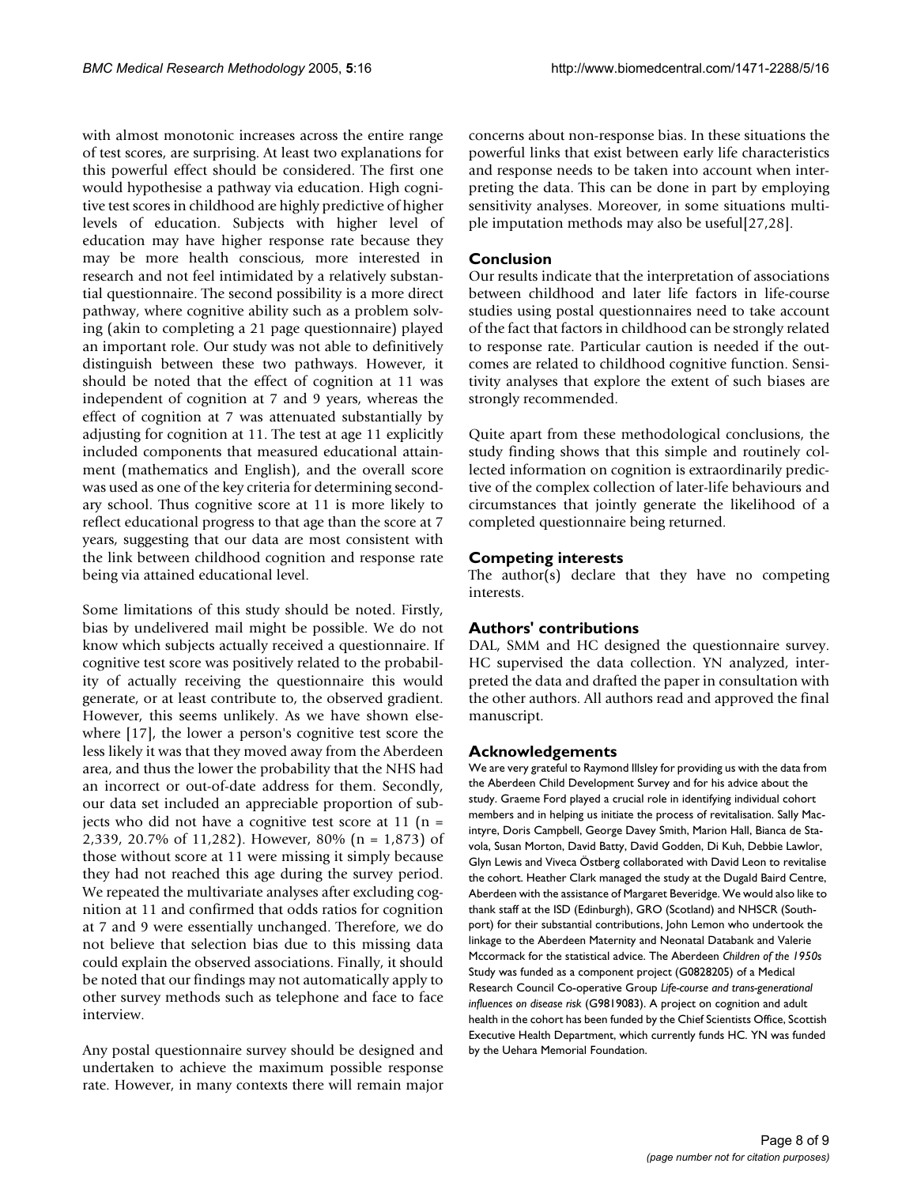with almost monotonic increases across the entire range of test scores, are surprising. At least two explanations for this powerful effect should be considered. The first one would hypothesise a pathway via education. High cognitive test scores in childhood are highly predictive of higher levels of education. Subjects with higher level of education may have higher response rate because they may be more health conscious, more interested in research and not feel intimidated by a relatively substantial questionnaire. The second possibility is a more direct pathway, where cognitive ability such as a problem solving (akin to completing a 21 page questionnaire) played an important role. Our study was not able to definitively distinguish between these two pathways. However, it should be noted that the effect of cognition at 11 was independent of cognition at 7 and 9 years, whereas the effect of cognition at 7 was attenuated substantially by adjusting for cognition at 11. The test at age 11 explicitly included components that measured educational attainment (mathematics and English), and the overall score was used as one of the key criteria for determining secondary school. Thus cognitive score at 11 is more likely to reflect educational progress to that age than the score at 7 years, suggesting that our data are most consistent with the link between childhood cognition and response rate being via attained educational level.

Some limitations of this study should be noted. Firstly, bias by undelivered mail might be possible. We do not know which subjects actually received a questionnaire. If cognitive test score was positively related to the probability of actually receiving the questionnaire this would generate, or at least contribute to, the observed gradient. However, this seems unlikely. As we have shown elsewhere [17], the lower a person's cognitive test score the less likely it was that they moved away from the Aberdeen area, and thus the lower the probability that the NHS had an incorrect or out-of-date address for them. Secondly, our data set included an appreciable proportion of subjects who did not have a cognitive test score at 11 (n = 2,339, 20.7% of 11,282). However, 80% (n = 1,873) of those without score at 11 were missing it simply because they had not reached this age during the survey period. We repeated the multivariate analyses after excluding cognition at 11 and confirmed that odds ratios for cognition at 7 and 9 were essentially unchanged. Therefore, we do not believe that selection bias due to this missing data could explain the observed associations. Finally, it should be noted that our findings may not automatically apply to other survey methods such as telephone and face to face interview.

Any postal questionnaire survey should be designed and undertaken to achieve the maximum possible response rate. However, in many contexts there will remain major concerns about non-response bias. In these situations the powerful links that exist between early life characteristics and response needs to be taken into account when interpreting the data. This can be done in part by employing sensitivity analyses. Moreover, in some situations multiple imputation methods may also be useful[27,28].

## Conclusion

Our results indicate that the interpretation of associations between childhood and later life factors in life-course studies using postal questionnaires need to take account of the fact that factors in childhood can be strongly related to response rate. Particular caution is needed if the outcomes are related to childhood cognitive function. Sensitivity analyses that explore the extent of such biases are strongly recommended.

Quite apart from these methodological conclusions, the study finding shows that this simple and routinely collected information on cognition is extraordinarily predictive of the complex collection of later-life behaviours and circumstances that jointly generate the likelihood of a completed questionnaire being returned.

## Competing interests

The author(s) declare that they have no competing interests.

## Authors' contributions

DAL, SMM and HC designed the questionnaire survey. HC supervised the data collection. YN analyzed, interpreted the data and drafted the paper in consultation with the other authors. All authors read and approved the final manuscript.

## Acknowledgements

We are very grateful to Raymond Illsley for providing us with the data from the Aberdeen Child Development Survey and for his advice about the study. Graeme Ford played a crucial role in identifying individual cohort members and in helping us initiate the process of revitalisation. Sally Macintyre, Doris Campbell, George Davey Smith, Marion Hall, Bianca de Stavola, Susan Morton, David Batty, David Godden, Di Kuh, Debbie Lawlor, Glyn Lewis and Viveca Östberg collaborated with David Leon to revitalise the cohort. Heather Clark managed the study at the Dugald Baird Centre, Aberdeen with the assistance of Margaret Beveridge. We would also like to thank staff at the ISD (Edinburgh), GRO (Scotland) and NHSCR (Southport) for their substantial contributions, John Lemon who undertook the linkage to the Aberdeen Maternity and Neonatal Databank and Valerie Mccormack for the statistical advice. The Aberdeen *Children of the 1950s* Study was funded as a component project (G0828205) of a Medical Research Council Co-operative Group *Life-course and trans-generational influences on disease risk* (G9819083). A project on cognition and adult health in the cohort has been funded by the Chief Scientists Office, Scottish Executive Health Department, which currently funds HC. YN was funded by the Uehara Memorial Foundation.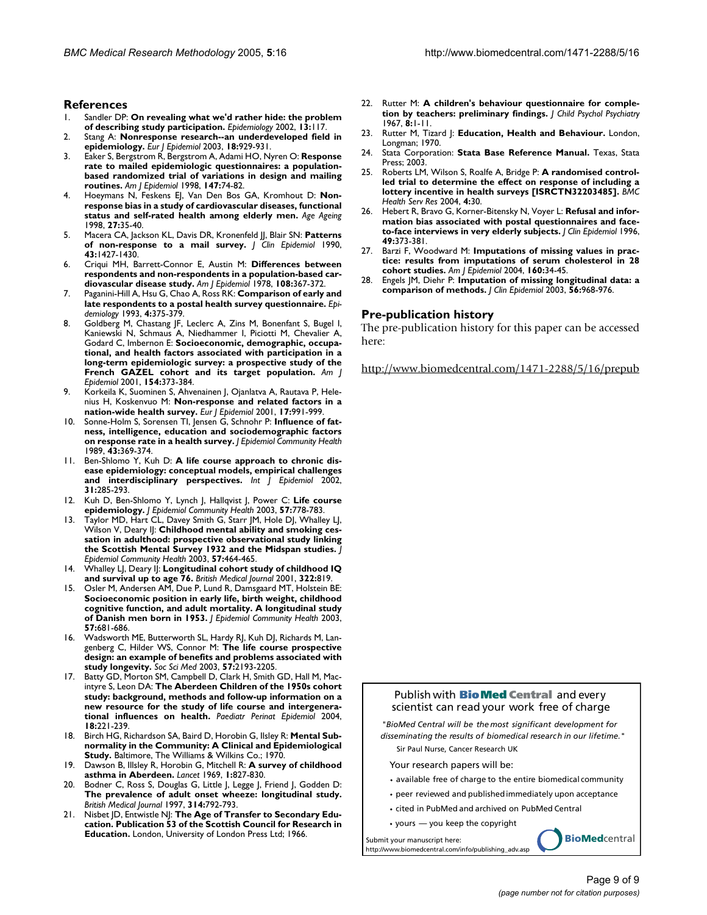## References

1. Sandler DP: **On revealing what we'd rather hide: the problem of describing study participation.** *Epidemiology* 2002, **13:**117.
2. Stang A: **Nonresponse research--an underdeveloped field in epidemiology.** *Eur J Epidemiol* 2003, **18:**929-931.
3. Eaker S, Bergstrom R, Bergstrom A, Adami HO, Nyren O: **Response rate to mailed epidemiologic questionnaires: a population-based randomized trial of variations in design and mailing routines.** *Am J Epidemiol* 1998, **147:**74-82.
4. Hoeymans N, Feskens EJ, Van Den Bos GA, Kromhout D: **Non-response bias in a study of cardiovascular diseases, functional status and self-rated health among elderly men.** *Age Ageing* 1998, **27:**35-40.
5. Macera CA, Jackson KL, Davis DR, Kronenfeld JJ, Blair SN: **Patterns of non-response to a mail survey.** *J Clin Epidemiol* 1990, **43:**1427-1430.
6. Criqui MH, Barrett-Connor E, Austin M: **Differences between respondents and non-respondents in a population-based cardiovascular disease study.** *Am J Epidemiol* 1978, **108:**367-372.
7. Paganini-Hill A, Hsu G, Chao A, Ross RK: **Comparison of early and late respondents to a postal health survey questionnaire.** *Epidemiology* 1993, **4:**375-379.
8. Goldberg M, Chastang JF, Leclerc A, Zins M, Bonenfant S, Bugel I, Kaniewski N, Schmaus A, Niedhammer I, Piciotti M, Chevalier A, Godard C, Imbernon E: **Socioeconomic, demographic, occupational, and health factors associated with participation in a long-term epidemiologic survey: a prospective study of the French GAZEL cohort and its target population.** *Am J Epidemiol* 2001, **154:**373-384.
9. Korkeila K, Suominen S, Ahvenainen J, Ojanlatva A, Rautava P, Helenius H, Koskenvuo M: **Non-response and related factors in a nation-wide health survey.** *Eur J Epidemiol* 2001, **17:**991-999.
10. Sonne-Holm S, Sorensen TI, Jensen G, Schnohr P: **Influence of fatness, intelligence, education and sociodemographic factors on response rate in a health survey.** *J Epidemiol Community Health* 1989, **43:**369-374.
11. Ben-Shlomo Y, Kuh D: **A life course approach to chronic disease epidemiology: conceptual models, empirical challenges and interdisciplinary perspectives.** *Int J Epidemiol* 2002, **31:**285-293.
12. Kuh D, Ben-Shlomo Y, Lynch J, Hallqvist J, Power C: **Life course epidemiology.** *J Epidemiol Community Health* 2003, **57:**778-783.
13. Taylor MD, Hart CL, Davey Smith G, Starr JM, Hole DJ, Whalley LJ, Wilson V, Deary IJ: **Childhood mental ability and smoking cessation in adulthood: prospective observational study linking the Scottish Mental Survey 1932 and the Midspan studies.** *J Epidemiol Community Health* 2003, **57:**464-465.
14. Whalley LJ, Deary IJ: **Longitudinal cohort study of childhood IQ and survival up to age 76.** *British Medical Journal* 2001, **322:**819.
15. Osler M, Andersen AM, Due P, Lund R, Damsgaard MT, Holstein BE: **Socioeconomic position in early life, birth weight, childhood cognitive function, and adult mortality. A longitudinal study of Danish men born in 1953.** *J Epidemiol Community Health* 2003, **57:**681-686.
16. Wadsworth ME, Butterworth SL, Hardy RJ, Kuh DJ, Richards M, Langenberg C, Hilder WS, Connor M: **The life course prospective design: an example of benefits and problems associated with study longevity.** *Soc Sci Med* 2003, **57:**2193-2205.
17. Batty GD, Morton SM, Campbell D, Clark H, Smith GD, Hall M, Macintyre S, Leon DA: **The Aberdeen Children of the 1950s cohort study: background, methods and follow-up information on a new resource for the study of life course and intergenerational influences on health.** *Paediatr Perinat Epidemiol* 2004, **18:**221-239.
18. Birch HG, Richardson SA, Baird D, Horobin G, Illsley R: **Mental Subnormality in the Community: A Clinical and Epidemiological Study.** Baltimore, The Williams & Wilkins Co.; 1970.
19. Dawson B, Illsley R, Horobin G, Mitchell R: **A survey of childhood asthma in Aberdeen.** *Lancet* 1969, **1:**827-830.
20. Bodner C, Ross S, Douglas G, Little J, Legge J, Friend J, Godden D: **The prevalence of adult onset wheeze: longitudinal study.** *British Medical Journal* 1997, **314:**792-793.
21. Nisbet JD, Entwistle NJ: **The Age of Transfer to Secondary Education. Publication 53 of the Scottish Council for Research in Education.** London, University of London Press Ltd; 1966.
22. Rutter M: **A children's behaviour questionnaire for completion by teachers: preliminary findings.** *J Child Psychol Psychiatry* 1967, **8:**1-11.
23. Rutter M, Tizard J: **Education, Health and Behaviour.** London, Longman; 1970.
24. Stata Corporation: **Stata Base Reference Manual.** Texas, Stata Press; 2003.
25. Roberts LM, Wilson S, Roalfe A, Bridge P: **A randomised controlled trial to determine the effect on response of including a lottery incentive in health surveys [ISRCTN32203485].** *BMC Health Serv Res* 2004, **4:**30.
26. Hebert R, Bravo G, Korner-Bitensky N, Voyer L: **Refusal and information bias associated with postal questionnaires and face-to-face interviews in very elderly subjects.** *J Clin Epidemiol* 1996, **49:**373-381.
27. Barzi F, Woodward M: **Imputations of missing values in practice: results from imputations of serum cholesterol in 28 cohort studies.** *Am J Epidemiol* 2004, **160:**34-45.
28. Engels JM, Diehr P: **Imputation of missing longitudinal data: a comparison of methods.** *J Clin Epidemiol* 2003, **56:**968-976.

## Pre-publication history

The pre-publication history for this paper can be accessed here:

http://www.biomedcentral.com/1471-2288/5/16/prepub

Publish with **BioMed Central** and every scientist can read your work free of charge

*"BioMed Central will be the most significant development for disseminating the results of biomedical research in our lifetime."*

Sir Paul Nurse, Cancer Research UK

Your research papers will be:

- available free of charge to the entire biomedical community
- peer reviewed and published immediately upon acceptance
- cited in PubMed and archived on PubMed Central
- yours — you keep the copyright

Submit your manuscript here:
http://www.biomedcentral.com/info/publishing_adv.asp

BioMedcentral